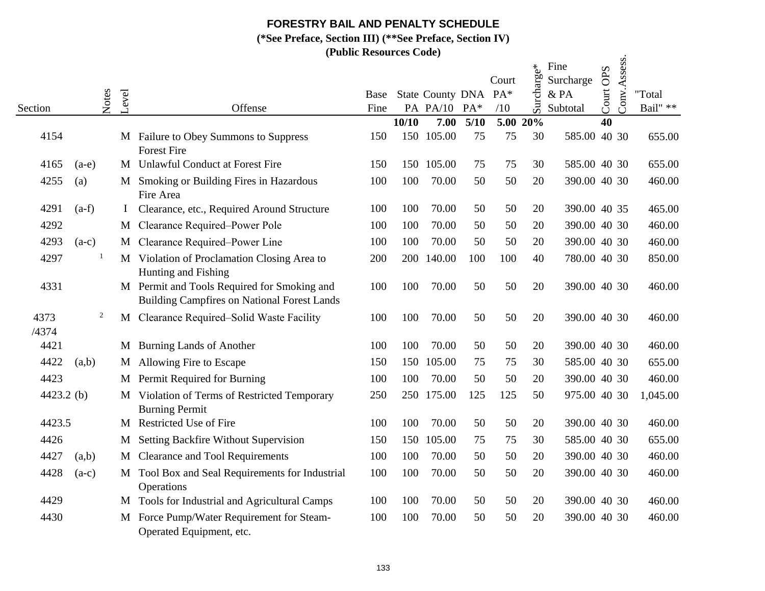# FORESTRY BAIL AND PENALTY SCHEDULE

**(*See Preface, Section III) (**See Preface, Section IV)**

**(Public Resources Code)**

| Section | | Notes | Level | Offense | Base Fine | State PA | County PA/10 | DNA PA* | Court PA* /10 | Surcharge* | Fine Surcharge & PA Subtotal | Court OPS | Conv.Assess. | "Total Bail" ** |
|---|---|---|---|---|---|---|---|---|---|---|---|---|---|---|
| | | | | | | **10/10** | **7.00** | **5/10** | **5.00** | **20%** | | **40** | | |
| 4154 | | | M | Failure to Obey Summons to Suppress Forest Fire | 150 | 150 | 105.00 | 75 | 75 | 30 | 585.00 | 40 | 30 | 655.00 |
| 4165 | (a-e) | | M | Unlawful Conduct at Forest Fire | 150 | 150 | 105.00 | 75 | 75 | 30 | 585.00 | 40 | 30 | 655.00 |
| 4255 | (a) | | M | Smoking or Building Fires in Hazardous Fire Area | 100 | 100 | 70.00 | 50 | 50 | 20 | 390.00 | 40 | 30 | 460.00 |
| 4291 | (a-f) | | I | Clearance, etc., Required Around Structure | 100 | 100 | 70.00 | 50 | 50 | 20 | 390.00 | 40 | 35 | 465.00 |
| 4292 | | | M | Clearance Required–Power Pole | 100 | 100 | 70.00 | 50 | 50 | 20 | 390.00 | 40 | 30 | 460.00 |
| 4293 | (a-c) | | M | Clearance Required–Power Line | 100 | 100 | 70.00 | 50 | 50 | 20 | 390.00 | 40 | 30 | 460.00 |
| 4297 | | 1 | M | Violation of Proclamation Closing Area to Hunting and Fishing | 200 | 200 | 140.00 | 100 | 100 | 40 | 780.00 | 40 | 30 | 850.00 |
| 4331 | | | M | Permit and Tools Required for Smoking and Building Campfires on National Forest Lands | 100 | 100 | 70.00 | 50 | 50 | 20 | 390.00 | 40 | 30 | 460.00 |
| 4373 /4374 | | 2 | M | Clearance Required–Solid Waste Facility | 100 | 100 | 70.00 | 50 | 50 | 20 | 390.00 | 40 | 30 | 460.00 |
| 4421 | | | M | Burning Lands of Another | 100 | 100 | 70.00 | 50 | 50 | 20 | 390.00 | 40 | 30 | 460.00 |
| 4422 | (a,b) | | M | Allowing Fire to Escape | 150 | 150 | 105.00 | 75 | 75 | 30 | 585.00 | 40 | 30 | 655.00 |
| 4423 | | | M | Permit Required for Burning | 100 | 100 | 70.00 | 50 | 50 | 20 | 390.00 | 40 | 30 | 460.00 |
| 4423.2 | (b) | | M | Violation of Terms of Restricted Temporary Burning Permit | 250 | 250 | 175.00 | 125 | 125 | 50 | 975.00 | 40 | 30 | 1,045.00 |
| 4423.5 | | | M | Restricted Use of Fire | 100 | 100 | 70.00 | 50 | 50 | 20 | 390.00 | 40 | 30 | 460.00 |
| 4426 | | | M | Setting Backfire Without Supervision | 150 | 150 | 105.00 | 75 | 75 | 30 | 585.00 | 40 | 30 | 655.00 |
| 4427 | (a,b) | | M | Clearance and Tool Requirements | 100 | 100 | 70.00 | 50 | 50 | 20 | 390.00 | 40 | 30 | 460.00 |
| 4428 | (a-c) | | M | Tool Box and Seal Requirements for Industrial Operations | 100 | 100 | 70.00 | 50 | 50 | 20 | 390.00 | 40 | 30 | 460.00 |
| 4429 | | | M | Tools for Industrial and Agricultural Camps | 100 | 100 | 70.00 | 50 | 50 | 20 | 390.00 | 40 | 30 | 460.00 |
| 4430 | | | M | Force Pump/Water Requirement for Steam-Operated Equipment, etc. | 100 | 100 | 70.00 | 50 | 50 | 20 | 390.00 | 40 | 30 | 460.00 |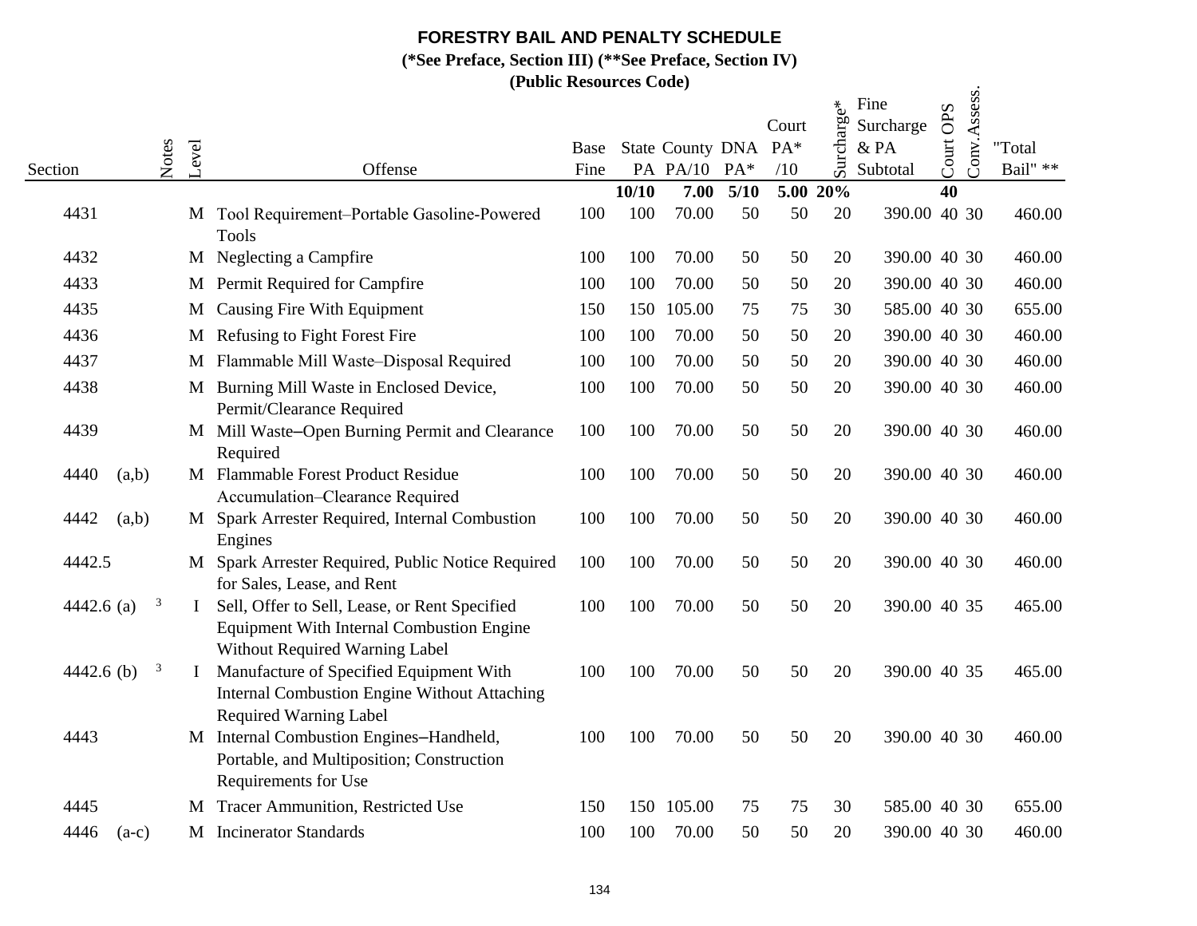# FORESTRY BAIL AND PENALTY SCHEDULE

**(*See Preface, Section III) (**See Preface, Section IV)**

**(Public Resources Code)**

| Section | Notes | Level | Offense | Base Fine | State PA | County PA/10 | DNA PA* | Court PA* /10 | Surcharge* | Fine Surcharge & PA Subtotal | Court OPS | Conv.Assess. | "Total Bail" ** |
|---|---|---|---|---|---|---|---|---|---|---|---|---|---|
| | | | | | **10/10** | **7.00** | **5/10** | **5.00** | **20%** | | **40** | | |
| 4431 | | M | Tool Requirement–Portable Gasoline-Powered Tools | 100 | 100 | 70.00 | 50 | 50 | 20 | 390.00 | 40 | 30 | 460.00 |
| 4432 | | M | Neglecting a Campfire | 100 | 100 | 70.00 | 50 | 50 | 20 | 390.00 | 40 | 30 | 460.00 |
| 4433 | | M | Permit Required for Campfire | 100 | 100 | 70.00 | 50 | 50 | 20 | 390.00 | 40 | 30 | 460.00 |
| 4435 | | M | Causing Fire With Equipment | 150 | 150 | 105.00 | 75 | 75 | 30 | 585.00 | 40 | 30 | 655.00 |
| 4436 | | M | Refusing to Fight Forest Fire | 100 | 100 | 70.00 | 50 | 50 | 20 | 390.00 | 40 | 30 | 460.00 |
| 4437 | | M | Flammable Mill Waste–Disposal Required | 100 | 100 | 70.00 | 50 | 50 | 20 | 390.00 | 40 | 30 | 460.00 |
| 4438 | | M | Burning Mill Waste in Enclosed Device, Permit/Clearance Required | 100 | 100 | 70.00 | 50 | 50 | 20 | 390.00 | 40 | 30 | 460.00 |
| 4439 | | M | Mill Waste–Open Burning Permit and Clearance Required | 100 | 100 | 70.00 | 50 | 50 | 20 | 390.00 | 40 | 30 | 460.00 |
| 4440 (a,b) | | M | Flammable Forest Product Residue Accumulation–Clearance Required | 100 | 100 | 70.00 | 50 | 50 | 20 | 390.00 | 40 | 30 | 460.00 |
| 4442 (a,b) | | M | Spark Arrester Required, Internal Combustion Engines | 100 | 100 | 70.00 | 50 | 50 | 20 | 390.00 | 40 | 30 | 460.00 |
| 4442.5 | | M | Spark Arrester Required, Public Notice Required for Sales, Lease, and Rent | 100 | 100 | 70.00 | 50 | 50 | 20 | 390.00 | 40 | 30 | 460.00 |
| 4442.6 (a) | 3 | I | Sell, Offer to Sell, Lease, or Rent Specified Equipment With Internal Combustion Engine Without Required Warning Label | 100 | 100 | 70.00 | 50 | 50 | 20 | 390.00 | 40 | 35 | 465.00 |
| 4442.6 (b) | 3 | I | Manufacture of Specified Equipment With Internal Combustion Engine Without Attaching Required Warning Label | 100 | 100 | 70.00 | 50 | 50 | 20 | 390.00 | 40 | 35 | 465.00 |
| 4443 | | M | Internal Combustion Engines–Handheld, Portable, and Multiposition; Construction Requirements for Use | 100 | 100 | 70.00 | 50 | 50 | 20 | 390.00 | 40 | 30 | 460.00 |
| 4445 | | M | Tracer Ammunition, Restricted Use | 150 | 150 | 105.00 | 75 | 75 | 30 | 585.00 | 40 | 30 | 655.00 |
| 4446 (a-c) | | M | Incinerator Standards | 100 | 100 | 70.00 | 50 | 50 | 20 | 390.00 | 40 | 30 | 460.00 |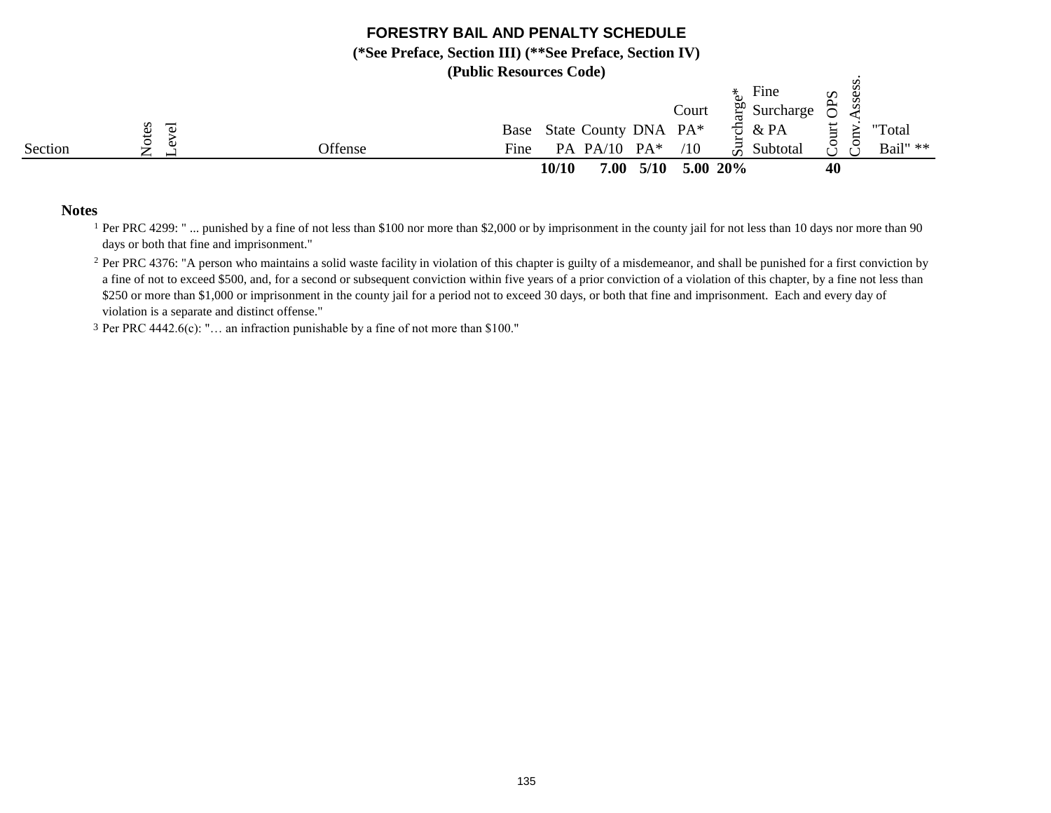**FORESTRY BAIL AND PENALTY SCHEDULE**
**(*See Preface, Section III) (**See Preface, Section IV)**
**(Public Resources Code)**

| Section | Notes | Level | Offense | Base Fine | State PA | County PA/10 | DNA PA* | Court PA* /10 | Surcharge* | Fine Surcharge & PA Subtotal | Court OPS | Conv.Assess. | "Total Bail" ** |
|---|---|---|---|---|---|---|---|---|---|---|---|---|---|
| | | | | | **10/10** | **7.00** | **5/10** | **5.00** | **20%** | | **40** | | |

**Notes**

[1] Per PRC 4299: " ... punished by a fine of not less than $100 nor more than $2,000 or by imprisonment in the county jail for not less than 10 days nor more than 90 days or both that fine and imprisonment."

[2] Per PRC 4376: "A person who maintains a solid waste facility in violation of this chapter is guilty of a misdemeanor, and shall be punished for a first conviction by a fine of not to exceed $500, and, for a second or subsequent conviction within five years of a prior conviction of a violation of this chapter, by a fine not less than $250 or more than $1,000 or imprisonment in the county jail for a period not to exceed 30 days, or both that fine and imprisonment. Each and every day of violation is a separate and distinct offense."

[3] Per PRC 4442.6(c): "… an infraction punishable by a fine of not more than $100."